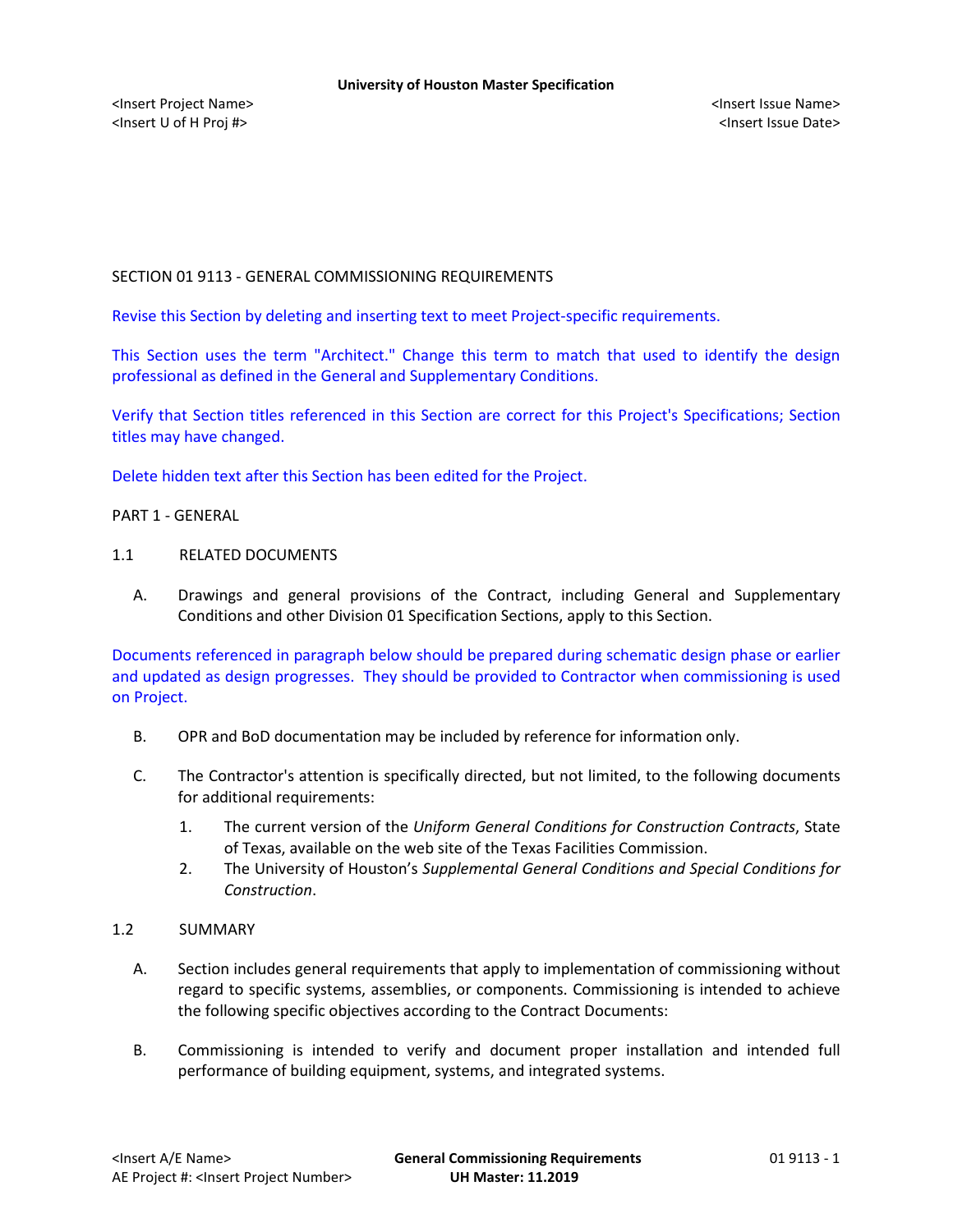University of Houston Master Specification

<Insert Project Name>
<Insert U of H Proj #>

<Insert Issue Name>
<Insert Issue Date>

# SECTION 01 9113 - GENERAL COMMISSIONING REQUIREMENTS

Revise this Section by deleting and inserting text to meet Project-specific requirements.

This Section uses the term "Architect." Change this term to match that used to identify the design professional as defined in the General and Supplementary Conditions.

Verify that Section titles referenced in this Section are correct for this Project's Specifications; Section titles may have changed.

Delete hidden text after this Section has been edited for the Project.

## PART 1 - GENERAL

### 1.1 RELATED DOCUMENTS

A. Drawings and general provisions of the Contract, including General and Supplementary Conditions and other Division 01 Specification Sections, apply to this Section.

Documents referenced in paragraph below should be prepared during schematic design phase or earlier and updated as design progresses. They should be provided to Contractor when commissioning is used on Project.

B. OPR and BoD documentation may be included by reference for information only.

C. The Contractor's attention is specifically directed, but not limited, to the following documents for additional requirements:

1. The current version of the *Uniform General Conditions for Construction Contracts*, State of Texas, available on the web site of the Texas Facilities Commission.
2. The University of Houston's *Supplemental General Conditions and Special Conditions for Construction*.

### 1.2 SUMMARY

A. Section includes general requirements that apply to implementation of commissioning without regard to specific systems, assemblies, or components. Commissioning is intended to achieve the following specific objectives according to the Contract Documents:

B. Commissioning is intended to verify and document proper installation and intended full performance of building equipment, systems, and integrated systems.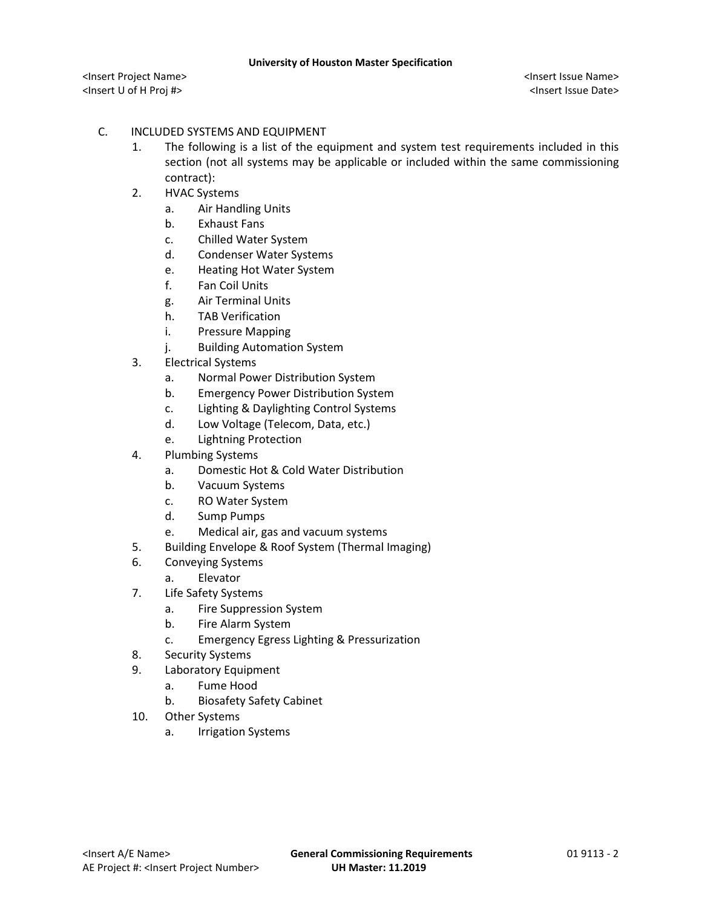C. INCLUDED SYSTEMS AND EQUIPMENT

1. The following is a list of the equipment and system test requirements included in this section (not all systems may be applicable or included within the same commissioning contract):
2. HVAC Systems
   a. Air Handling Units
   b. Exhaust Fans
   c. Chilled Water System
   d. Condenser Water Systems
   e. Heating Hot Water System
   f. Fan Coil Units
   g. Air Terminal Units
   h. TAB Verification
   i. Pressure Mapping
   j. Building Automation System
3. Electrical Systems
   a. Normal Power Distribution System
   b. Emergency Power Distribution System
   c. Lighting & Daylighting Control Systems
   d. Low Voltage (Telecom, Data, etc.)
   e. Lightning Protection
4. Plumbing Systems
   a. Domestic Hot & Cold Water Distribution
   b. Vacuum Systems
   c. RO Water System
   d. Sump Pumps
   e. Medical air, gas and vacuum systems
5. Building Envelope & Roof System (Thermal Imaging)
6. Conveying Systems
   a. Elevator
7. Life Safety Systems
   a. Fire Suppression System
   b. Fire Alarm System
   c. Emergency Egress Lighting & Pressurization
8. Security Systems
9. Laboratory Equipment
   a. Fume Hood
   b. Biosafety Safety Cabinet
10. Other Systems
    a. Irrigation Systems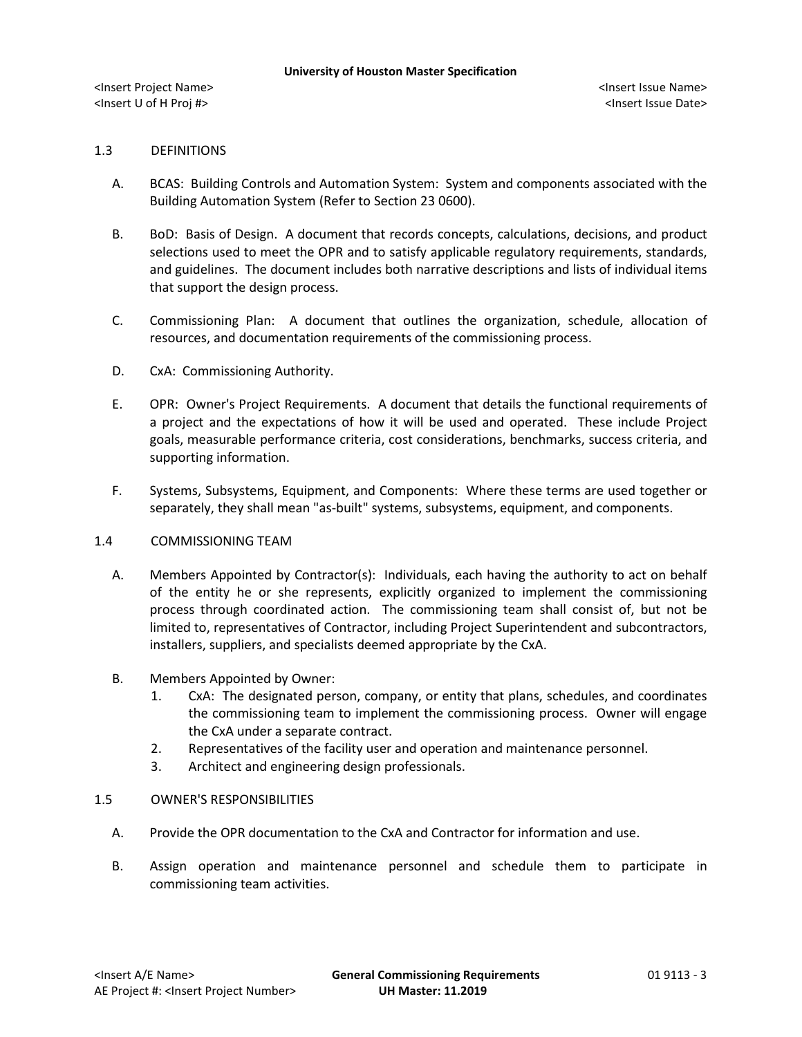## 1.3 DEFINITIONS

A. BCAS: Building Controls and Automation System: System and components associated with the Building Automation System (Refer to Section 23 0600).

B. BoD: Basis of Design. A document that records concepts, calculations, decisions, and product selections used to meet the OPR and to satisfy applicable regulatory requirements, standards, and guidelines. The document includes both narrative descriptions and lists of individual items that support the design process.

C. Commissioning Plan: A document that outlines the organization, schedule, allocation of resources, and documentation requirements of the commissioning process.

D. CxA: Commissioning Authority.

E. OPR: Owner's Project Requirements. A document that details the functional requirements of a project and the expectations of how it will be used and operated. These include Project goals, measurable performance criteria, cost considerations, benchmarks, success criteria, and supporting information.

F. Systems, Subsystems, Equipment, and Components: Where these terms are used together or separately, they shall mean "as-built" systems, subsystems, equipment, and components.

## 1.4 COMMISSIONING TEAM

A. Members Appointed by Contractor(s): Individuals, each having the authority to act on behalf of the entity he or she represents, explicitly organized to implement the commissioning process through coordinated action. The commissioning team shall consist of, but not be limited to, representatives of Contractor, including Project Superintendent and subcontractors, installers, suppliers, and specialists deemed appropriate by the CxA.

B. Members Appointed by Owner:
   1. CxA: The designated person, company, or entity that plans, schedules, and coordinates the commissioning team to implement the commissioning process. Owner will engage the CxA under a separate contract.
   2. Representatives of the facility user and operation and maintenance personnel.
   3. Architect and engineering design professionals.

## 1.5 OWNER'S RESPONSIBILITIES

A. Provide the OPR documentation to the CxA and Contractor for information and use.

B. Assign operation and maintenance personnel and schedule them to participate in commissioning team activities.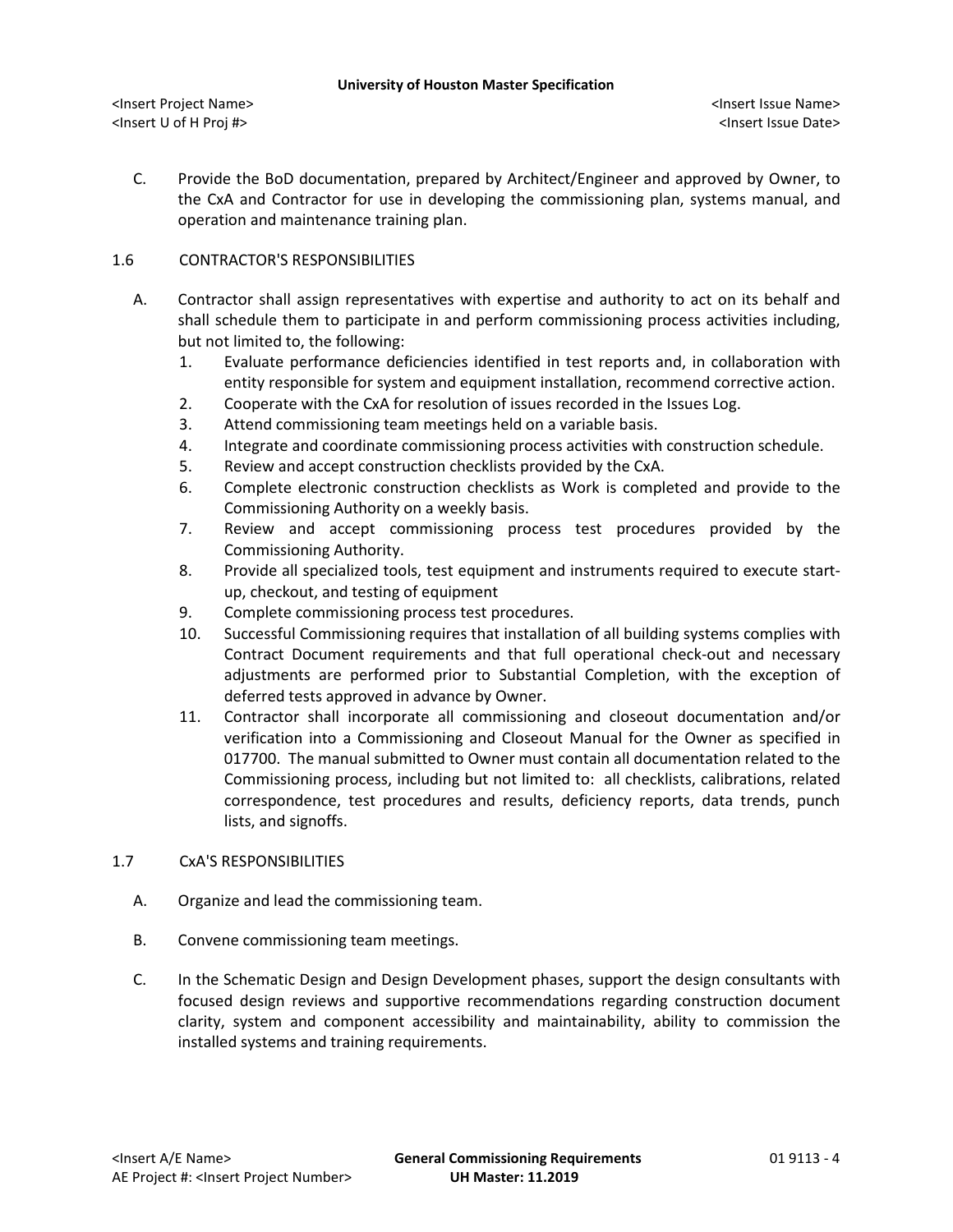C. Provide the BoD documentation, prepared by Architect/Engineer and approved by Owner, to the CxA and Contractor for use in developing the commissioning plan, systems manual, and operation and maintenance training plan.

## 1.6 CONTRACTOR'S RESPONSIBILITIES

A. Contractor shall assign representatives with expertise and authority to act on its behalf and shall schedule them to participate in and perform commissioning process activities including, but not limited to, the following:
   1. Evaluate performance deficiencies identified in test reports and, in collaboration with entity responsible for system and equipment installation, recommend corrective action.
   2. Cooperate with the CxA for resolution of issues recorded in the Issues Log.
   3. Attend commissioning team meetings held on a variable basis.
   4. Integrate and coordinate commissioning process activities with construction schedule.
   5. Review and accept construction checklists provided by the CxA.
   6. Complete electronic construction checklists as Work is completed and provide to the Commissioning Authority on a weekly basis.
   7. Review and accept commissioning process test procedures provided by the Commissioning Authority.
   8. Provide all specialized tools, test equipment and instruments required to execute start-up, checkout, and testing of equipment
   9. Complete commissioning process test procedures.
   10. Successful Commissioning requires that installation of all building systems complies with Contract Document requirements and that full operational check-out and necessary adjustments are performed prior to Substantial Completion, with the exception of deferred tests approved in advance by Owner.
   11. Contractor shall incorporate all commissioning and closeout documentation and/or verification into a Commissioning and Closeout Manual for the Owner as specified in 017700. The manual submitted to Owner must contain all documentation related to the Commissioning process, including but not limited to: all checklists, calibrations, related correspondence, test procedures and results, deficiency reports, data trends, punch lists, and signoffs.

## 1.7 CxA'S RESPONSIBILITIES

A. Organize and lead the commissioning team.

B. Convene commissioning team meetings.

C. In the Schematic Design and Design Development phases, support the design consultants with focused design reviews and supportive recommendations regarding construction document clarity, system and component accessibility and maintainability, ability to commission the installed systems and training requirements.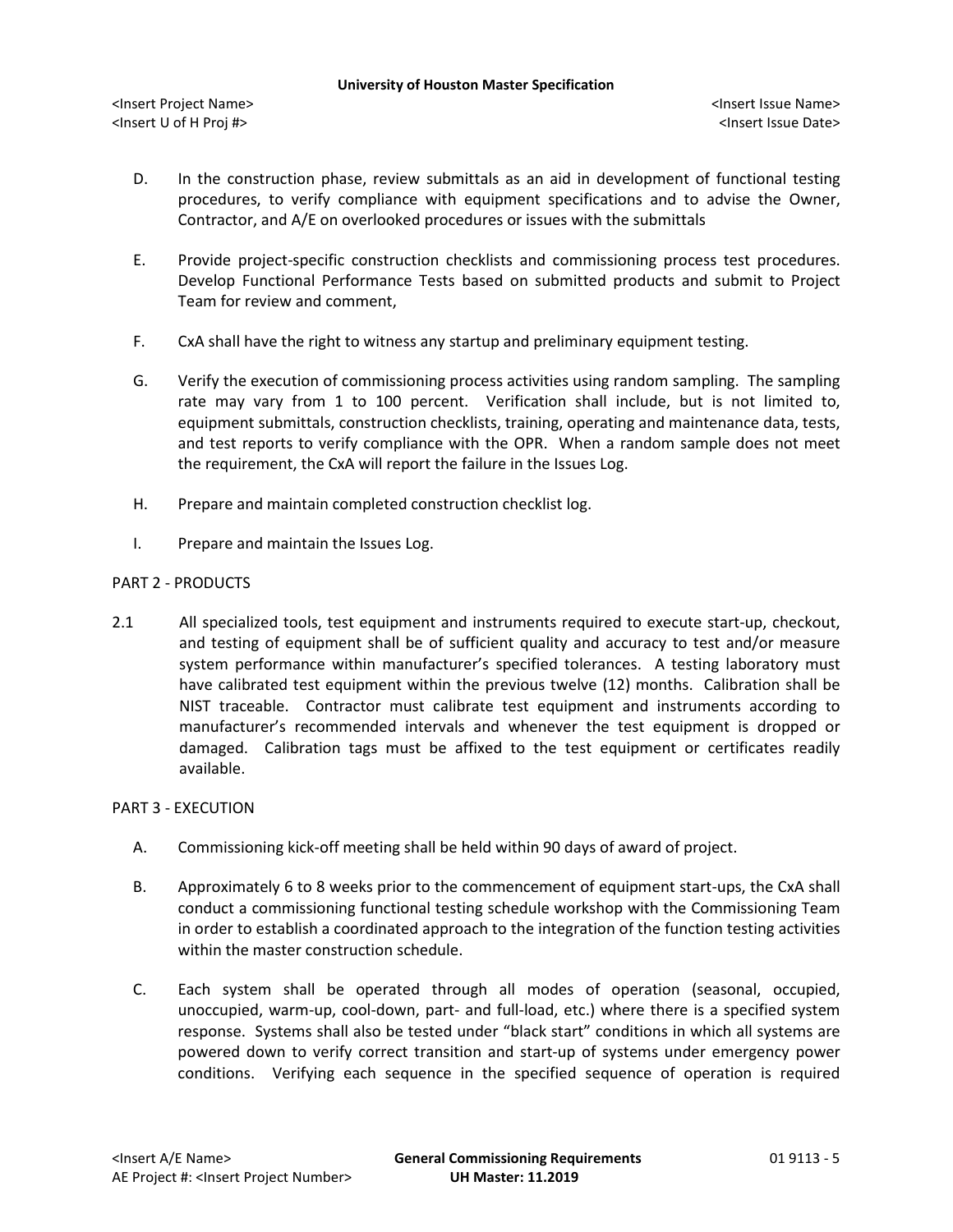D. In the construction phase, review submittals as an aid in development of functional testing procedures, to verify compliance with equipment specifications and to advise the Owner, Contractor, and A/E on overlooked procedures or issues with the submittals

E. Provide project-specific construction checklists and commissioning process test procedures. Develop Functional Performance Tests based on submitted products and submit to Project Team for review and comment,

F. CxA shall have the right to witness any startup and preliminary equipment testing.

G. Verify the execution of commissioning process activities using random sampling. The sampling rate may vary from 1 to 100 percent. Verification shall include, but is not limited to, equipment submittals, construction checklists, training, operating and maintenance data, tests, and test reports to verify compliance with the OPR. When a random sample does not meet the requirement, the CxA will report the failure in the Issues Log.

H. Prepare and maintain completed construction checklist log.

I. Prepare and maintain the Issues Log.

## PART 2 - PRODUCTS

2.1 All specialized tools, test equipment and instruments required to execute start-up, checkout, and testing of equipment shall be of sufficient quality and accuracy to test and/or measure system performance within manufacturer's specified tolerances. A testing laboratory must have calibrated test equipment within the previous twelve (12) months. Calibration shall be NIST traceable. Contractor must calibrate test equipment and instruments according to manufacturer's recommended intervals and whenever the test equipment is dropped or damaged. Calibration tags must be affixed to the test equipment or certificates readily available.

## PART 3 - EXECUTION

A. Commissioning kick-off meeting shall be held within 90 days of award of project.

B. Approximately 6 to 8 weeks prior to the commencement of equipment start-ups, the CxA shall conduct a commissioning functional testing schedule workshop with the Commissioning Team in order to establish a coordinated approach to the integration of the function testing activities within the master construction schedule.

C. Each system shall be operated through all modes of operation (seasonal, occupied, unoccupied, warm-up, cool-down, part- and full-load, etc.) where there is a specified system response. Systems shall also be tested under "black start" conditions in which all systems are powered down to verify correct transition and start-up of systems under emergency power conditions. Verifying each sequence in the specified sequence of operation is required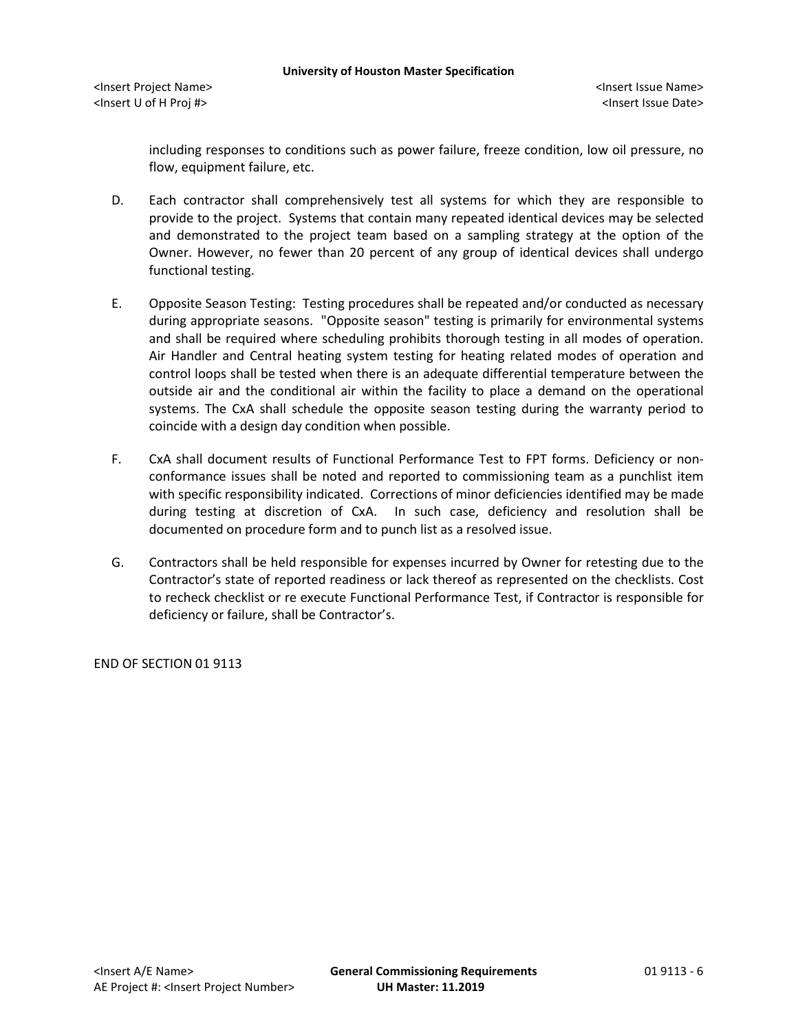including responses to conditions such as power failure, freeze condition, low oil pressure, no flow, equipment failure, etc.

D. Each contractor shall comprehensively test all systems for which they are responsible to provide to the project. Systems that contain many repeated identical devices may be selected and demonstrated to the project team based on a sampling strategy at the option of the Owner. However, no fewer than 20 percent of any group of identical devices shall undergo functional testing.

E. Opposite Season Testing: Testing procedures shall be repeated and/or conducted as necessary during appropriate seasons. "Opposite season" testing is primarily for environmental systems and shall be required where scheduling prohibits thorough testing in all modes of operation. Air Handler and Central heating system testing for heating related modes of operation and control loops shall be tested when there is an adequate differential temperature between the outside air and the conditional air within the facility to place a demand on the operational systems. The CxA shall schedule the opposite season testing during the warranty period to coincide with a design day condition when possible.

F. CxA shall document results of Functional Performance Test to FPT forms. Deficiency or non-conformance issues shall be noted and reported to commissioning team as a punchlist item with specific responsibility indicated. Corrections of minor deficiencies identified may be made during testing at discretion of CxA. In such case, deficiency and resolution shall be documented on procedure form and to punch list as a resolved issue.

G. Contractors shall be held responsible for expenses incurred by Owner for retesting due to the Contractor's state of reported readiness or lack thereof as represented on the checklists. Cost to recheck checklist or re execute Functional Performance Test, if Contractor is responsible for deficiency or failure, shall be Contractor's.

END OF SECTION 01 9113